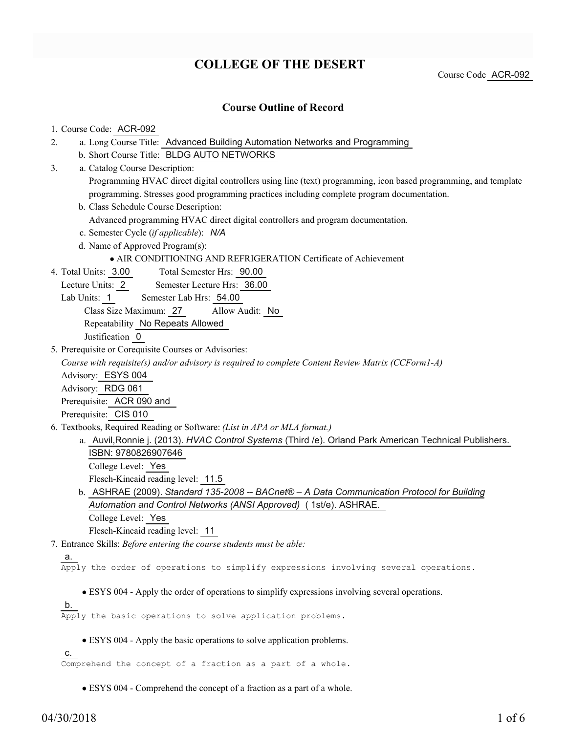# COLLEGE OF THE DESERT

Course Code ACR-092

## Course Outline of Record

1. Course Code: ACR-092
2. a. Long Course Title: Advanced Building Automation Networks and Programming
   b. Short Course Title: BLDG AUTO NETWORKS
3. a. Catalog Course Description:
   Programming HVAC direct digital controllers using line (text) programming, icon based programming, and template programming. Stresses good programming practices including complete program documentation.
   b. Class Schedule Course Description:
   Advanced programming HVAC direct digital controllers and program documentation.
   c. Semester Cycle (*if applicable*): *N/A*
   d. Name of Approved Program(s):
      - AIR CONDITIONING AND REFRIGERATION Certificate of Achievement
4. Total Units: 3.00 Total Semester Hrs: 90.00
   Lecture Units: 2 Semester Lecture Hrs: 36.00
   Lab Units: 1 Semester Lab Hrs: 54.00
   Class Size Maximum: 27 Allow Audit: No
   Repeatability No Repeats Allowed
   Justification 0
5. Prerequisite or Corequisite Courses or Advisories:
   *Course with requisite(s) and/or advisory is required to complete Content Review Matrix (CCForm1-A)*
   Advisory: ESYS 004
   Advisory: RDG 061
   Prerequisite: ACR 090 and
   Prerequisite: CIS 010
6. Textbooks, Required Reading or Software: *(List in APA or MLA format.)*
   a. Auvil,Ronnie j. (2013). *HVAC Control Systems* (Third /e). Orland Park American Technical Publishers. ISBN: 9780826907646
   College Level: Yes
   Flesch-Kincaid reading level: 11.5
   b. ASHRAE (2009). *Standard 135-2008 -- BACnet® – A Data Communication Protocol for Building Automation and Control Networks (ANSI Approved)* ( 1st/e). ASHRAE.
   College Level: Yes
   Flesch-Kincaid reading level: 11
7. Entrance Skills: *Before entering the course students must be able:*

   a.
   Apply the order of operations to simplify expressions involving several operations.

   - ESYS 004 - Apply the order of operations to simplify expressions involving several operations.

   b.
   Apply the basic operations to solve application problems.

   - ESYS 004 - Apply the basic operations to solve application problems.

   c.
   Comprehend the concept of a fraction as a part of a whole.

   - ESYS 004 - Comprehend the concept of a fraction as a part of a whole.

04/30/2018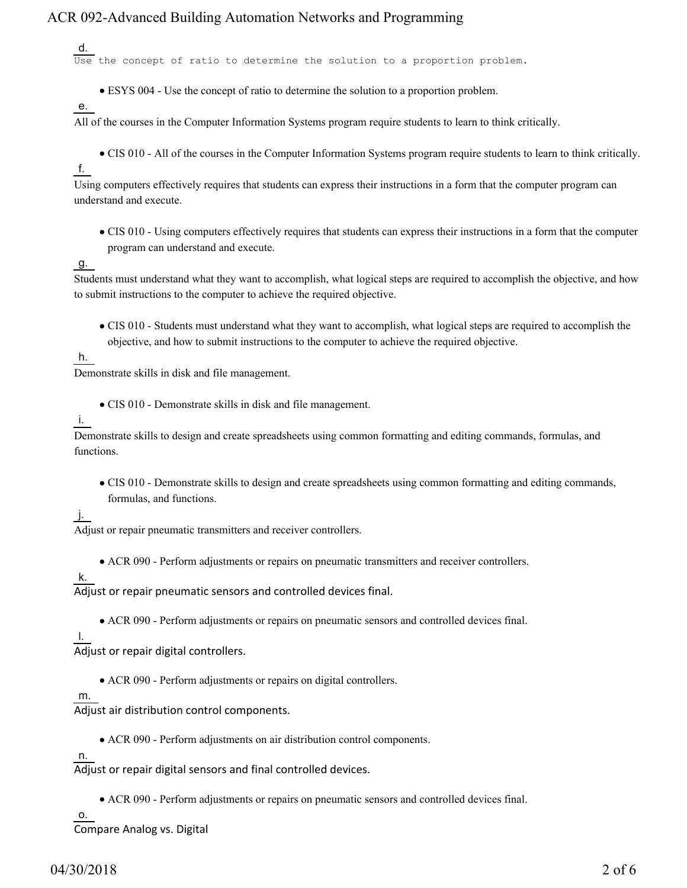d.
Use the concept of ratio to determine the solution to a proportion problem.

- ESYS 004 - Use the concept of ratio to determine the solution to a proportion problem.

e.
All of the courses in the Computer Information Systems program require students to learn to think critically.

- CIS 010 - All of the courses in the Computer Information Systems program require students to learn to think critically.

f.
Using computers effectively requires that students can express their instructions in a form that the computer program can understand and execute.

- CIS 010 - Using computers effectively requires that students can express their instructions in a form that the computer program can understand and execute.

g.
Students must understand what they want to accomplish, what logical steps are required to accomplish the objective, and how to submit instructions to the computer to achieve the required objective.

- CIS 010 - Students must understand what they want to accomplish, what logical steps are required to accomplish the objective, and how to submit instructions to the computer to achieve the required objective.

h.
Demonstrate skills in disk and file management.

- CIS 010 - Demonstrate skills in disk and file management.

i.
Demonstrate skills to design and create spreadsheets using common formatting and editing commands, formulas, and functions.

- CIS 010 - Demonstrate skills to design and create spreadsheets using common formatting and editing commands, formulas, and functions.

j.
Adjust or repair pneumatic transmitters and receiver controllers.

- ACR 090 - Perform adjustments or repairs on pneumatic transmitters and receiver controllers.

k.
Adjust or repair pneumatic sensors and controlled devices final.

- ACR 090 - Perform adjustments or repairs on pneumatic sensors and controlled devices final.

l.
Adjust or repair digital controllers.

- ACR 090 - Perform adjustments or repairs on digital controllers.

m.
Adjust air distribution control components.

- ACR 090 - Perform adjustments on air distribution control components.

n.
Adjust or repair digital sensors and final controlled devices.

- ACR 090 - Perform adjustments or repairs on pneumatic sensors and controlled devices final.

o.
Compare Analog vs. Digital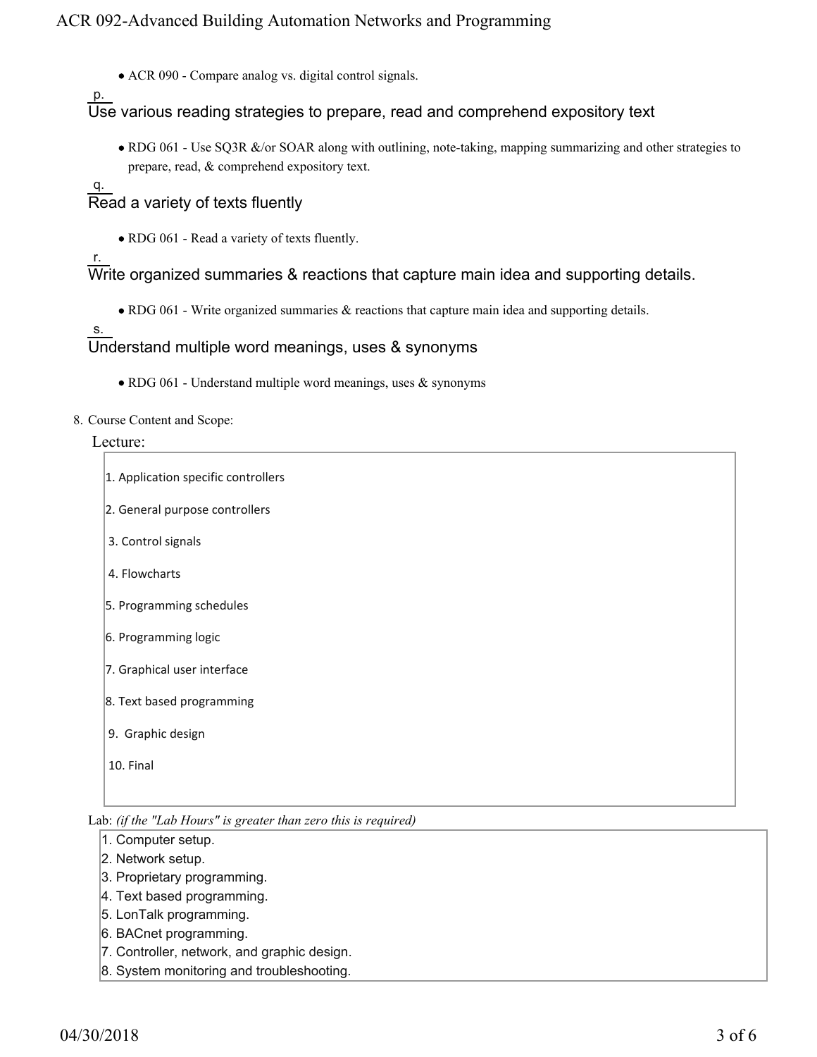- ACR 090 - Compare analog vs. digital control signals.

p.

Use various reading strategies to prepare, read and comprehend expository text

- RDG 061 - Use SQ3R &/or SOAR along with outlining, note-taking, mapping summarizing and other strategies to prepare, read, & comprehend expository text.

q.

Read a variety of texts fluently

- RDG 061 - Read a variety of texts fluently.

r.

Write organized summaries & reactions that capture main idea and supporting details.

- RDG 061 - Write organized summaries & reactions that capture main idea and supporting details.

s.

Understand multiple word meanings, uses & synonyms

- RDG 061 - Understand multiple word meanings, uses & synonyms

8. Course Content and Scope:

Lecture:

1. Application specific controllers
2. General purpose controllers
3. Control signals
4. Flowcharts
5. Programming schedules
6. Programming logic
7. Graphical user interface
8. Text based programming
9. Graphic design
10. Final

Lab: *(if the "Lab Hours" is greater than zero this is required)*

1. Computer setup.
2. Network setup.
3. Proprietary programming.
4. Text based programming.
5. LonTalk programming.
6. BACnet programming.
7. Controller, network, and graphic design.
8. System monitoring and troubleshooting.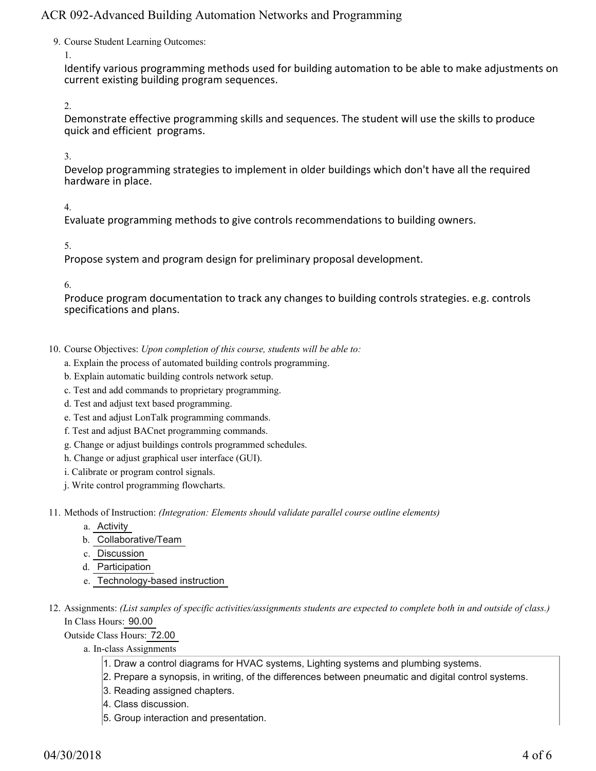9. Course Student Learning Outcomes:

   1. Identify various programming methods used for building automation to be able to make adjustments on current existing building program sequences.

   2. Demonstrate effective programming skills and sequences. The student will use the skills to produce quick and efficient programs.

   3. Develop programming strategies to implement in older buildings which don't have all the required hardware in place.

   4. Evaluate programming methods to give controls recommendations to building owners.

   5. Propose system and program design for preliminary proposal development.

   6. Produce program documentation to track any changes to building controls strategies. e.g. controls specifications and plans.

10. Course Objectives: *Upon completion of this course, students will be able to:*
    - a. Explain the process of automated building controls programming.
    - b. Explain automatic building controls network setup.
    - c. Test and add commands to proprietary programming.
    - d. Test and adjust text based programming.
    - e. Test and adjust LonTalk programming commands.
    - f. Test and adjust BACnet programming commands.
    - g. Change or adjust buildings controls programmed schedules.
    - h. Change or adjust graphical user interface (GUI).
    - i. Calibrate or program control signals.
    - j. Write control programming flowcharts.

11. Methods of Instruction: *(Integration: Elements should validate parallel course outline elements)*
    - a. Activity
    - b. Collaborative/Team
    - c. Discussion
    - d. Participation
    - e. Technology-based instruction

12. Assignments: *(List samples of specific activities/assignments students are expected to complete both in and outside of class.)*

    In Class Hours: 90.00

    Outside Class Hours: 72.00

    - a. In-class Assignments
      1. Draw a control diagrams for HVAC systems, Lighting systems and plumbing systems.
      2. Prepare a synopsis, in writing, of the differences between pneumatic and digital control systems.
      3. Reading assigned chapters.
      4. Class discussion.
      5. Group interaction and presentation.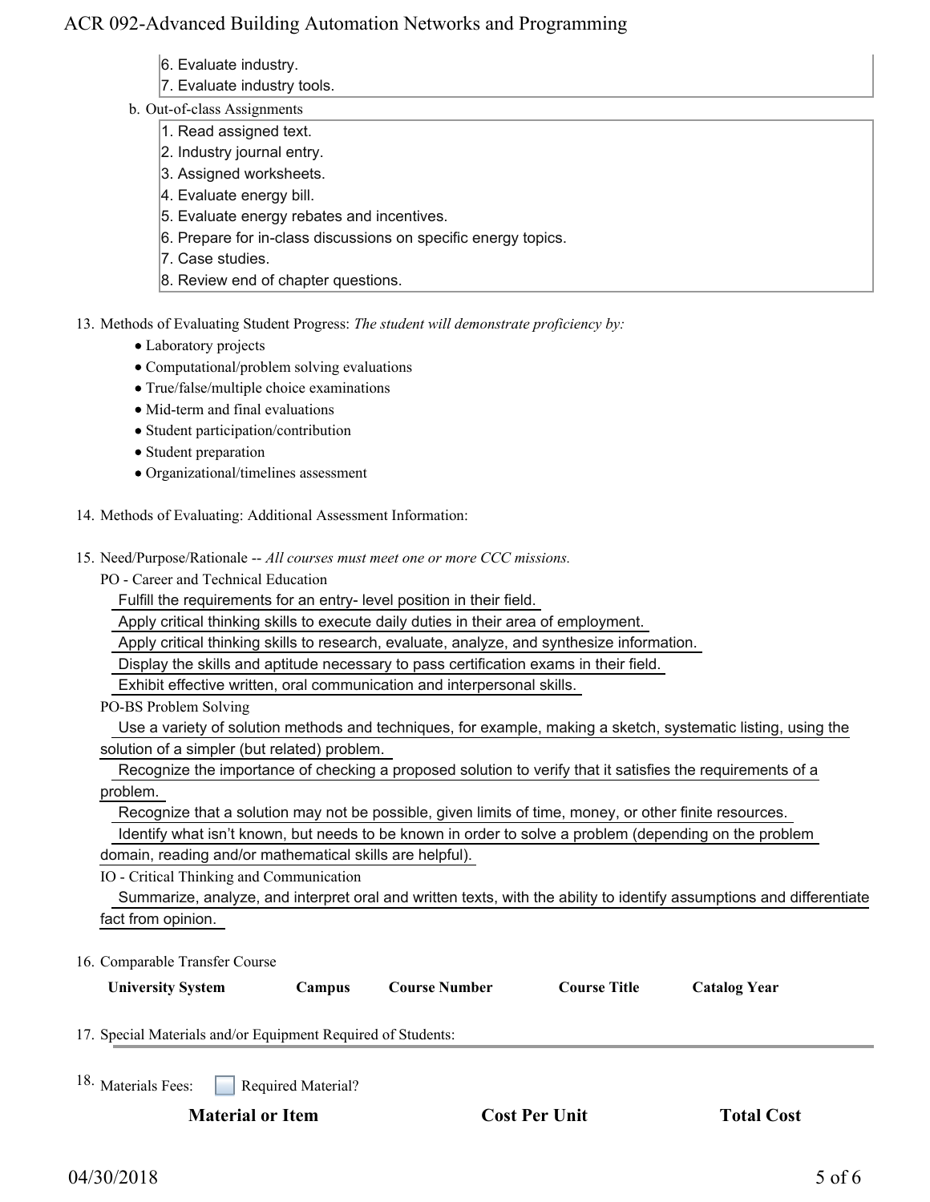6. Evaluate industry.
7. Evaluate industry tools.

b. Out-of-class Assignments

1. Read assigned text.
2. Industry journal entry.
3. Assigned worksheets.
4. Evaluate energy bill.
5. Evaluate energy rebates and incentives.
6. Prepare for in-class discussions on specific energy topics.
7. Case studies.
8. Review end of chapter questions.

13. Methods of Evaluating Student Progress: *The student will demonstrate proficiency by:*
    - Laboratory projects
    - Computational/problem solving evaluations
    - True/false/multiple choice examinations
    - Mid-term and final evaluations
    - Student participation/contribution
    - Student preparation
    - Organizational/timelines assessment

14. Methods of Evaluating: Additional Assessment Information:

15. Need/Purpose/Rationale -- *All courses must meet one or more CCC missions.*

    PO - Career and Technical Education

    Fulfill the requirements for an entry- level position in their field.

    Apply critical thinking skills to execute daily duties in their area of employment.

    Apply critical thinking skills to research, evaluate, analyze, and synthesize information.

    Display the skills and aptitude necessary to pass certification exams in their field.

    Exhibit effective written, oral communication and interpersonal skills.

    PO-BS Problem Solving

    Use a variety of solution methods and techniques, for example, making a sketch, systematic listing, using the solution of a simpler (but related) problem.

    Recognize the importance of checking a proposed solution to verify that it satisfies the requirements of a problem.

    Recognize that a solution may not be possible, given limits of time, money, or other finite resources.

    Identify what isn't known, but needs to be known in order to solve a problem (depending on the problem domain, reading and/or mathematical skills are helpful).

    IO - Critical Thinking and Communication

    Summarize, analyze, and interpret oral and written texts, with the ability to identify assumptions and differentiate fact from opinion.

16. Comparable Transfer Course

| University System | Campus | Course Number | Course Title | Catalog Year |
|---|---|---|---|---|

17. Special Materials and/or Equipment Required of Students:

18. Materials Fees: ☐ Required Material?

| Material or Item | Cost Per Unit | Total Cost |
|---|---|---|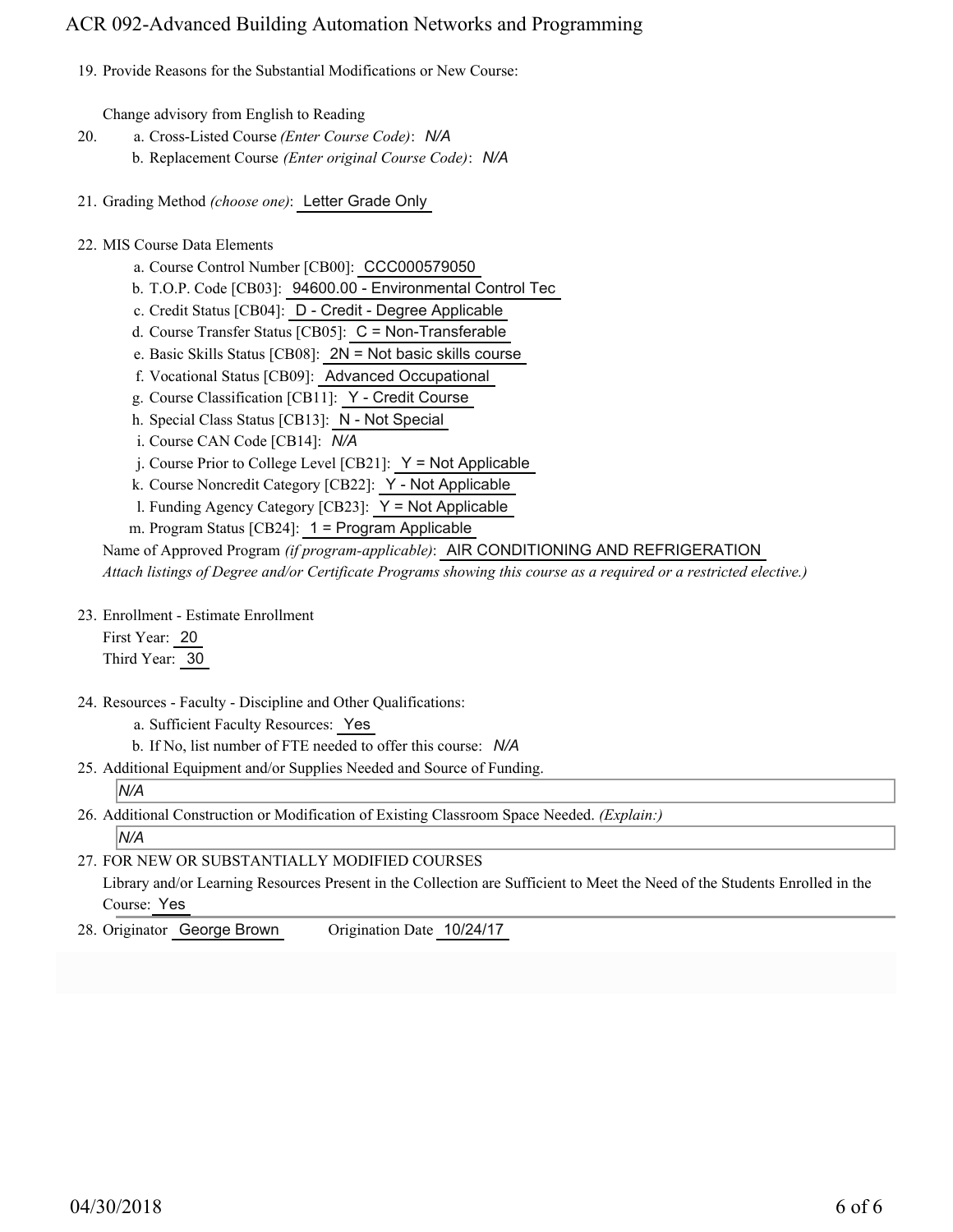19. Provide Reasons for the Substantial Modifications or New Course:

    Change advisory from English to Reading

20. a. Cross-Listed Course *(Enter Course Code)*: *N/A*
    b. Replacement Course *(Enter original Course Code)*: *N/A*

21. Grading Method *(choose one)*: Letter Grade Only

22. MIS Course Data Elements
    a. Course Control Number [CB00]: CCC000579050
    b. T.O.P. Code [CB03]: 94600.00 - Environmental Control Tec
    c. Credit Status [CB04]: D - Credit - Degree Applicable
    d. Course Transfer Status [CB05]: C = Non-Transferable
    e. Basic Skills Status [CB08]: 2N = Not basic skills course
    f. Vocational Status [CB09]: Advanced Occupational
    g. Course Classification [CB11]: Y - Credit Course
    h. Special Class Status [CB13]: N - Not Special
    i. Course CAN Code [CB14]: *N/A*
    j. Course Prior to College Level [CB21]: Y = Not Applicable
    k. Course Noncredit Category [CB22]: Y - Not Applicable
    l. Funding Agency Category [CB23]: Y = Not Applicable
    m. Program Status [CB24]: 1 = Program Applicable

    Name of Approved Program *(if program-applicable)*: AIR CONDITIONING AND REFRIGERATION

    *Attach listings of Degree and/or Certificate Programs showing this course as a required or a restricted elective.)*

23. Enrollment - Estimate Enrollment
    First Year: 20
    Third Year: 30

24. Resources - Faculty - Discipline and Other Qualifications:
    a. Sufficient Faculty Resources: Yes
    b. If No, list number of FTE needed to offer this course: *N/A*

25. Additional Equipment and/or Supplies Needed and Source of Funding.

    *N/A*

26. Additional Construction or Modification of Existing Classroom Space Needed. *(Explain:)*

    *N/A*

27. FOR NEW OR SUBSTANTIALLY MODIFIED COURSES

    Library and/or Learning Resources Present in the Collection are Sufficient to Meet the Need of the Students Enrolled in the Course: Yes

28. Originator George Brown    Origination Date 10/24/17